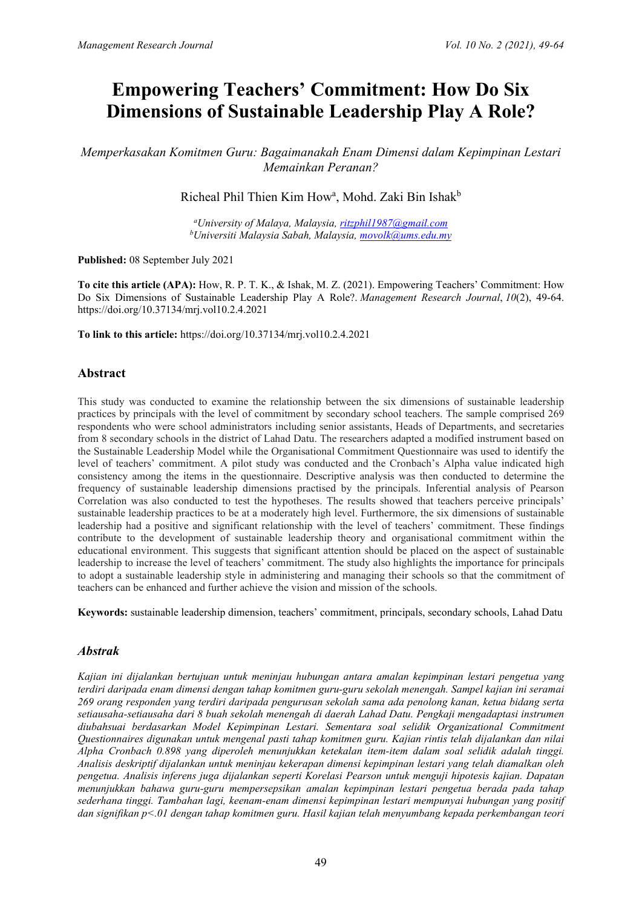# Empowering Teachers' Commitment: How Do Six Dimensions of Sustainable Leadership Play A Role?

*Memperkasakan Komitmen Guru: Bagaimanakah Enam Dimensi dalam Kepimpinan Lestari Memainkan Peranan?*

Richeal Phil Thien Kim How[a], Mohd. Zaki Bin Ishak[b]

[a]*University of Malaya, Malaysia, ritzphil1987@gmail.com*
[b]*Universiti Malaysia Sabah, Malaysia, movolk@ums.edu.my*

**Published:** 08 September July 2021

**To cite this article (APA):** How, R. P. T. K., & Ishak, M. Z. (2021). Empowering Teachers' Commitment: How Do Six Dimensions of Sustainable Leadership Play A Role?. *Management Research Journal*, *10*(2), 49-64. https://doi.org/10.37134/mrj.vol10.2.4.2021

**To link to this article:** https://doi.org/10.37134/mrj.vol10.2.4.2021

## Abstract

This study was conducted to examine the relationship between the six dimensions of sustainable leadership practices by principals with the level of commitment by secondary school teachers. The sample comprised 269 respondents who were school administrators including senior assistants, Heads of Departments, and secretaries from 8 secondary schools in the district of Lahad Datu. The researchers adapted a modified instrument based on the Sustainable Leadership Model while the Organisational Commitment Questionnaire was used to identify the level of teachers' commitment. A pilot study was conducted and the Cronbach's Alpha value indicated high consistency among the items in the questionnaire. Descriptive analysis was then conducted to determine the frequency of sustainable leadership dimensions practised by the principals. Inferential analysis of Pearson Correlation was also conducted to test the hypotheses. The results showed that teachers perceive principals' sustainable leadership practices to be at a moderately high level. Furthermore, the six dimensions of sustainable leadership had a positive and significant relationship with the level of teachers' commitment. These findings contribute to the development of sustainable leadership theory and organisational commitment within the educational environment. This suggests that significant attention should be placed on the aspect of sustainable leadership to increase the level of teachers' commitment. The study also highlights the importance for principals to adopt a sustainable leadership style in administering and managing their schools so that the commitment of teachers can be enhanced and further achieve the vision and mission of the schools.

**Keywords:** sustainable leadership dimension, teachers' commitment, principals, secondary schools, Lahad Datu

## *Abstrak*

*Kajian ini dijalankan bertujuan untuk meninjau hubungan antara amalan kepimpinan lestari pengetua yang terdiri daripada enam dimensi dengan tahap komitmen guru-guru sekolah menengah. Sampel kajian ini seramai 269 orang responden yang terdiri daripada pengurusan sekolah sama ada penolong kanan, ketua bidang serta setiausaha-setiausaha dari 8 buah sekolah menengah di daerah Lahad Datu. Pengkaji mengadaptasi instrumen diubahsuai berdasarkan Model Kepimpinan Lestari. Sementara soal selidik Organizational Commitment Questionnaires digunakan untuk mengenal pasti tahap komitmen guru. Kajian rintis telah dijalankan dan nilai Alpha Cronbach 0.898 yang diperoleh menunjukkan ketekalan item-item dalam soal selidik adalah tinggi. Analisis deskriptif dijalankan untuk meninjau kekerapan dimensi kepimpinan lestari yang telah diamalkan oleh pengetua. Analisis inferens juga dijalankan seperti Korelasi Pearson untuk menguji hipotesis kajian. Dapatan menunjukkan bahawa guru-guru mempersepsikan amalan kepimpinan lestari pengetua berada pada tahap sederhana tinggi. Tambahan lagi, keenam-enam dimensi kepimpinan lestari mempunyai hubungan yang positif dan signifikan p<.01 dengan tahap komitmen guru. Hasil kajian telah menyumbang kepada perkembangan teori*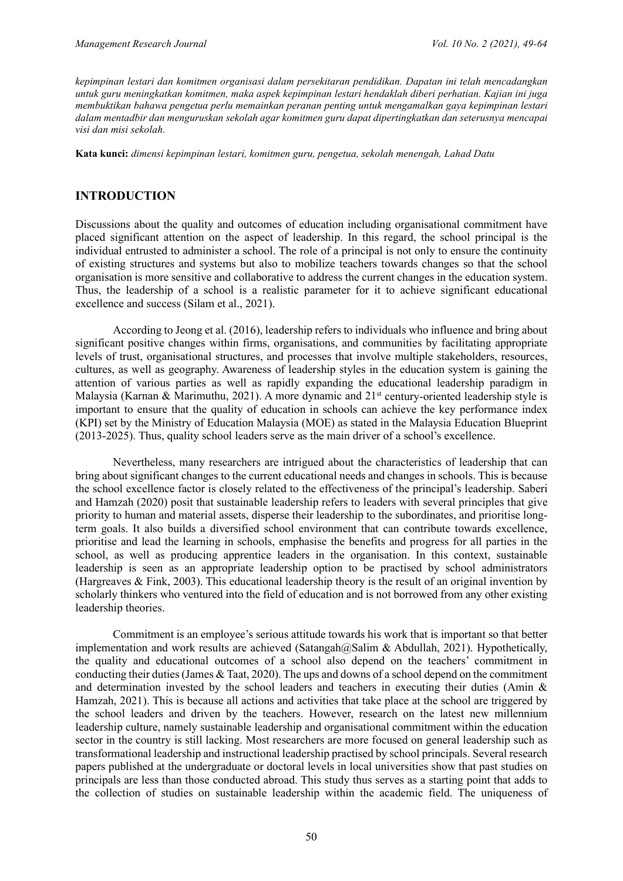*kepimpinan lestari dan komitmen organisasi dalam persekitaran pendidikan. Dapatan ini telah mencadangkan untuk guru meningkatkan komitmen, maka aspek kepimpinan lestari hendaklah diberi perhatian. Kajian ini juga membuktikan bahawa pengetua perlu memainkan peranan penting untuk mengamalkan gaya kepimpinan lestari dalam mentadbir dan menguruskan sekolah agar komitmen guru dapat dipertingkatkan dan seterusnya mencapai visi dan misi sekolah.*

**Kata kunci:** *dimensi kepimpinan lestari, komitmen guru, pengetua, sekolah menengah, Lahad Datu*

## INTRODUCTION

Discussions about the quality and outcomes of education including organisational commitment have placed significant attention on the aspect of leadership. In this regard, the school principal is the individual entrusted to administer a school. The role of a principal is not only to ensure the continuity of existing structures and systems but also to mobilize teachers towards changes so that the school organisation is more sensitive and collaborative to address the current changes in the education system. Thus, the leadership of a school is a realistic parameter for it to achieve significant educational excellence and success (Silam et al., 2021).

According to Jeong et al. (2016), leadership refers to individuals who influence and bring about significant positive changes within firms, organisations, and communities by facilitating appropriate levels of trust, organisational structures, and processes that involve multiple stakeholders, resources, cultures, as well as geography. Awareness of leadership styles in the education system is gaining the attention of various parties as well as rapidly expanding the educational leadership paradigm in Malaysia (Karnan & Marimuthu, 2021). A more dynamic and 21st century-oriented leadership style is important to ensure that the quality of education in schools can achieve the key performance index (KPI) set by the Ministry of Education Malaysia (MOE) as stated in the Malaysia Education Blueprint (2013-2025). Thus, quality school leaders serve as the main driver of a school's excellence.

Nevertheless, many researchers are intrigued about the characteristics of leadership that can bring about significant changes to the current educational needs and changes in schools. This is because the school excellence factor is closely related to the effectiveness of the principal's leadership. Saberi and Hamzah (2020) posit that sustainable leadership refers to leaders with several principles that give priority to human and material assets, disperse their leadership to the subordinates, and prioritise long-term goals. It also builds a diversified school environment that can contribute towards excellence, prioritise and lead the learning in schools, emphasise the benefits and progress for all parties in the school, as well as producing apprentice leaders in the organisation. In this context, sustainable leadership is seen as an appropriate leadership option to be practised by school administrators (Hargreaves & Fink, 2003). This educational leadership theory is the result of an original invention by scholarly thinkers who ventured into the field of education and is not borrowed from any other existing leadership theories.

Commitment is an employee's serious attitude towards his work that is important so that better implementation and work results are achieved (Satangah@Salim & Abdullah, 2021). Hypothetically, the quality and educational outcomes of a school also depend on the teachers' commitment in conducting their duties (James & Taat, 2020). The ups and downs of a school depend on the commitment and determination invested by the school leaders and teachers in executing their duties (Amin & Hamzah, 2021). This is because all actions and activities that take place at the school are triggered by the school leaders and driven by the teachers. However, research on the latest new millennium leadership culture, namely sustainable leadership and organisational commitment within the education sector in the country is still lacking. Most researchers are more focused on general leadership such as transformational leadership and instructional leadership practised by school principals. Several research papers published at the undergraduate or doctoral levels in local universities show that past studies on principals are less than those conducted abroad. This study thus serves as a starting point that adds to the collection of studies on sustainable leadership within the academic field. The uniqueness of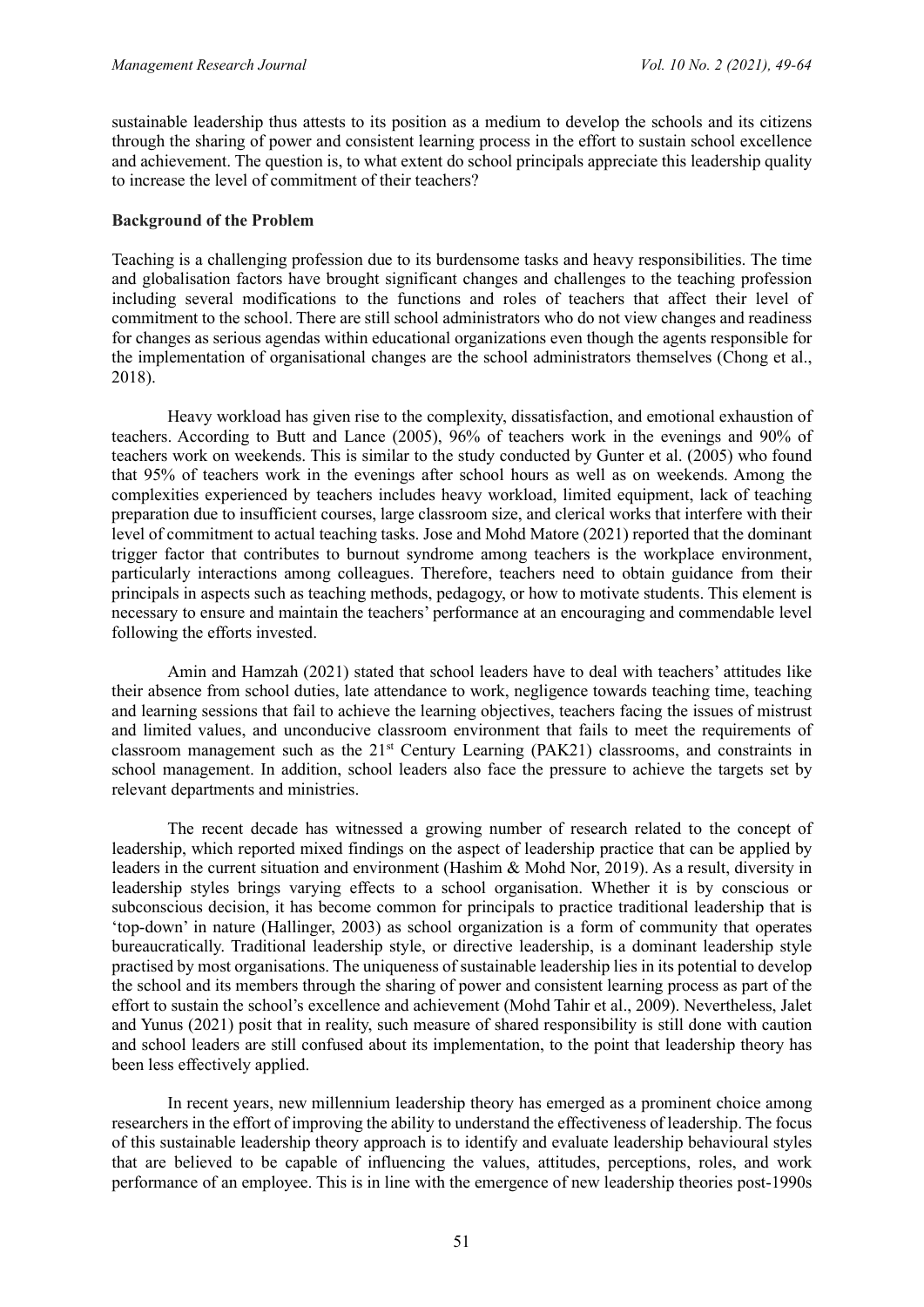sustainable leadership thus attests to its position as a medium to develop the schools and its citizens through the sharing of power and consistent learning process in the effort to sustain school excellence and achievement. The question is, to what extent do school principals appreciate this leadership quality to increase the level of commitment of their teachers?

**Background of the Problem**

Teaching is a challenging profession due to its burdensome tasks and heavy responsibilities. The time and globalisation factors have brought significant changes and challenges to the teaching profession including several modifications to the functions and roles of teachers that affect their level of commitment to the school. There are still school administrators who do not view changes and readiness for changes as serious agendas within educational organizations even though the agents responsible for the implementation of organisational changes are the school administrators themselves (Chong et al., 2018).

Heavy workload has given rise to the complexity, dissatisfaction, and emotional exhaustion of teachers. According to Butt and Lance (2005), 96% of teachers work in the evenings and 90% of teachers work on weekends. This is similar to the study conducted by Gunter et al. (2005) who found that 95% of teachers work in the evenings after school hours as well as on weekends. Among the complexities experienced by teachers includes heavy workload, limited equipment, lack of teaching preparation due to insufficient courses, large classroom size, and clerical works that interfere with their level of commitment to actual teaching tasks. Jose and Mohd Matore (2021) reported that the dominant trigger factor that contributes to burnout syndrome among teachers is the workplace environment, particularly interactions among colleagues. Therefore, teachers need to obtain guidance from their principals in aspects such as teaching methods, pedagogy, or how to motivate students. This element is necessary to ensure and maintain the teachers' performance at an encouraging and commendable level following the efforts invested.

Amin and Hamzah (2021) stated that school leaders have to deal with teachers' attitudes like their absence from school duties, late attendance to work, negligence towards teaching time, teaching and learning sessions that fail to achieve the learning objectives, teachers facing the issues of mistrust and limited values, and unconducive classroom environment that fails to meet the requirements of classroom management such as the 21st Century Learning (PAK21) classrooms, and constraints in school management. In addition, school leaders also face the pressure to achieve the targets set by relevant departments and ministries.

The recent decade has witnessed a growing number of research related to the concept of leadership, which reported mixed findings on the aspect of leadership practice that can be applied by leaders in the current situation and environment (Hashim & Mohd Nor, 2019). As a result, diversity in leadership styles brings varying effects to a school organisation. Whether it is by conscious or subconscious decision, it has become common for principals to practice traditional leadership that is 'top-down' in nature (Hallinger, 2003) as school organization is a form of community that operates bureaucratically. Traditional leadership style, or directive leadership, is a dominant leadership style practised by most organisations. The uniqueness of sustainable leadership lies in its potential to develop the school and its members through the sharing of power and consistent learning process as part of the effort to sustain the school's excellence and achievement (Mohd Tahir et al., 2009). Nevertheless, Jalet and Yunus (2021) posit that in reality, such measure of shared responsibility is still done with caution and school leaders are still confused about its implementation, to the point that leadership theory has been less effectively applied.

In recent years, new millennium leadership theory has emerged as a prominent choice among researchers in the effort of improving the ability to understand the effectiveness of leadership. The focus of this sustainable leadership theory approach is to identify and evaluate leadership behavioural styles that are believed to be capable of influencing the values, attitudes, perceptions, roles, and work performance of an employee. This is in line with the emergence of new leadership theories post-1990s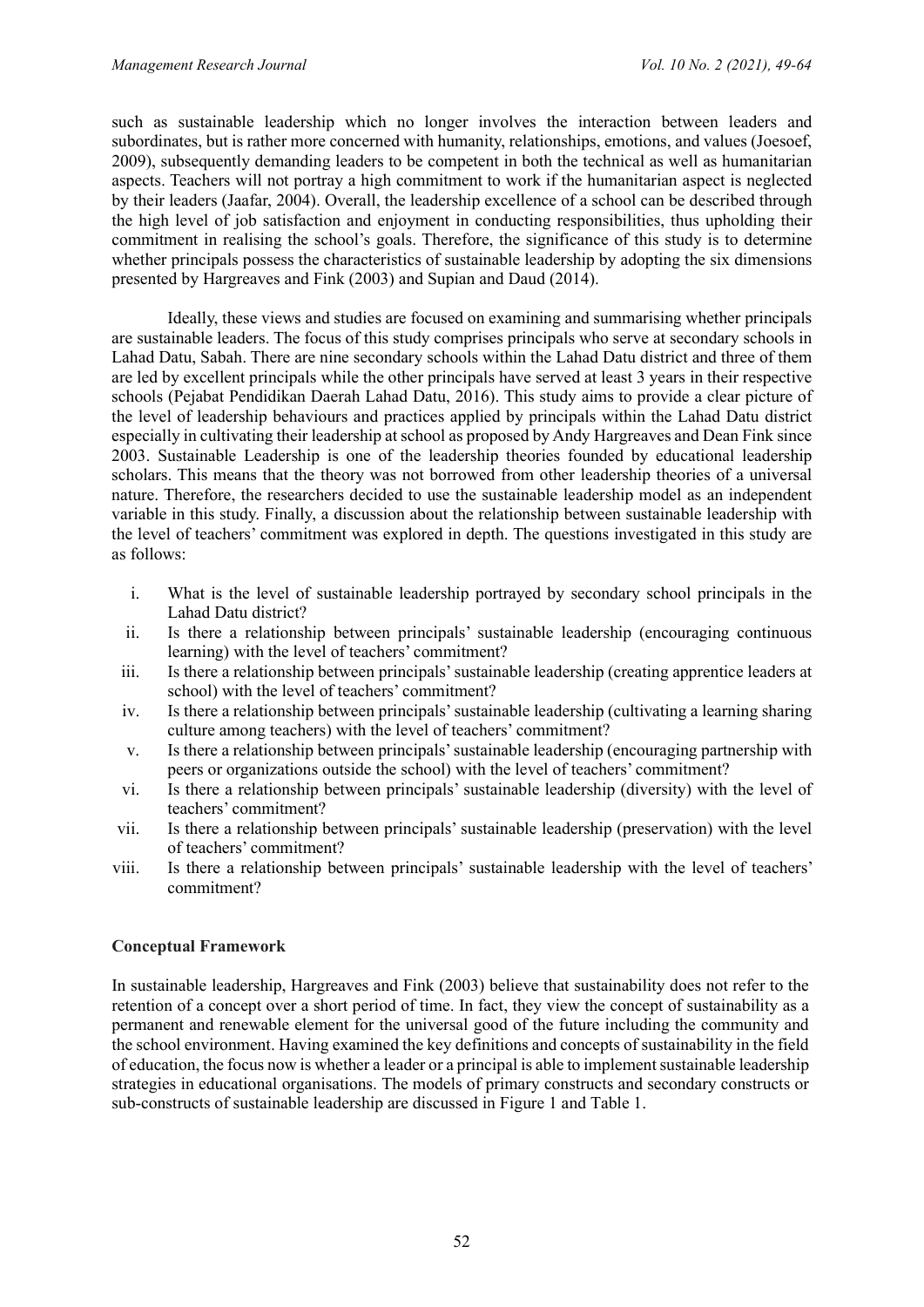such as sustainable leadership which no longer involves the interaction between leaders and subordinates, but is rather more concerned with humanity, relationships, emotions, and values (Joesoef, 2009), subsequently demanding leaders to be competent in both the technical as well as humanitarian aspects. Teachers will not portray a high commitment to work if the humanitarian aspect is neglected by their leaders (Jaafar, 2004). Overall, the leadership excellence of a school can be described through the high level of job satisfaction and enjoyment in conducting responsibilities, thus upholding their commitment in realising the school's goals. Therefore, the significance of this study is to determine whether principals possess the characteristics of sustainable leadership by adopting the six dimensions presented by Hargreaves and Fink (2003) and Supian and Daud (2014).

Ideally, these views and studies are focused on examining and summarising whether principals are sustainable leaders. The focus of this study comprises principals who serve at secondary schools in Lahad Datu, Sabah. There are nine secondary schools within the Lahad Datu district and three of them are led by excellent principals while the other principals have served at least 3 years in their respective schools (Pejabat Pendidikan Daerah Lahad Datu, 2016). This study aims to provide a clear picture of the level of leadership behaviours and practices applied by principals within the Lahad Datu district especially in cultivating their leadership at school as proposed by Andy Hargreaves and Dean Fink since 2003. Sustainable Leadership is one of the leadership theories founded by educational leadership scholars. This means that the theory was not borrowed from other leadership theories of a universal nature. Therefore, the researchers decided to use the sustainable leadership model as an independent variable in this study. Finally, a discussion about the relationship between sustainable leadership with the level of teachers' commitment was explored in depth. The questions investigated in this study are as follows:

i. What is the level of sustainable leadership portrayed by secondary school principals in the Lahad Datu district?
ii. Is there a relationship between principals' sustainable leadership (encouraging continuous learning) with the level of teachers' commitment?
iii. Is there a relationship between principals' sustainable leadership (creating apprentice leaders at school) with the level of teachers' commitment?
iv. Is there a relationship between principals' sustainable leadership (cultivating a learning sharing culture among teachers) with the level of teachers' commitment?
v. Is there a relationship between principals' sustainable leadership (encouraging partnership with peers or organizations outside the school) with the level of teachers' commitment?
vi. Is there a relationship between principals' sustainable leadership (diversity) with the level of teachers' commitment?
vii. Is there a relationship between principals' sustainable leadership (preservation) with the level of teachers' commitment?
viii. Is there a relationship between principals' sustainable leadership with the level of teachers' commitment?

## Conceptual Framework

In sustainable leadership, Hargreaves and Fink (2003) believe that sustainability does not refer to the retention of a concept over a short period of time. In fact, they view the concept of sustainability as a permanent and renewable element for the universal good of the future including the community and the school environment. Having examined the key definitions and concepts of sustainability in the field of education, the focus now is whether a leader or a principal is able to implement sustainable leadership strategies in educational organisations. The models of primary constructs and secondary constructs or sub-constructs of sustainable leadership are discussed in Figure 1 and Table 1.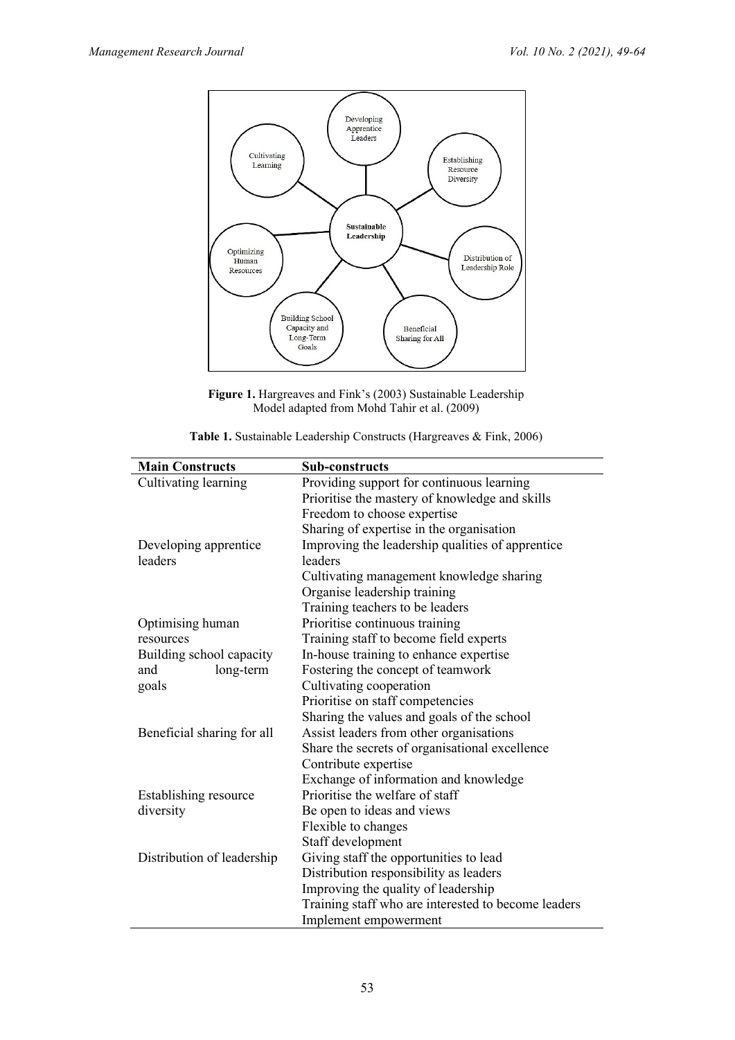**Figure 1.** Hargreaves and Fink's (2003) Sustainable Leadership Model adapted from Mohd Tahir et al. (2009)

**Table 1.** Sustainable Leadership Constructs (Hargreaves & Fink, 2006)

| Main Constructs | Sub-constructs |
| --- | --- |
| Cultivating learning | Providing support for continuous learning |
| | Prioritise the mastery of knowledge and skills |
| | Freedom to choose expertise |
| | Sharing of expertise in the organisation |
| Developing apprentice leaders | Improving the leadership qualities of apprentice leaders |
| | Cultivating management knowledge sharing |
| | Organise leadership training |
| | Training teachers to be leaders |
| Optimising human resources | Prioritise continuous training |
| | Training staff to become field experts |
| Building school capacity and long-term goals | In-house training to enhance expertise |
| | Fostering the concept of teamwork |
| | Cultivating cooperation |
| | Prioritise on staff competencies |
| | Sharing the values and goals of the school |
| Beneficial sharing for all | Assist leaders from other organisations |
| | Share the secrets of organisational excellence |
| | Contribute expertise |
| | Exchange of information and knowledge |
| Establishing resource diversity | Prioritise the welfare of staff |
| | Be open to ideas and views |
| | Flexible to changes |
| | Staff development |
| Distribution of leadership | Giving staff the opportunities to lead |
| | Distribution responsibility as leaders |
| | Improving the quality of leadership |
| | Training staff who are interested to become leaders |
| | Implement empowerment |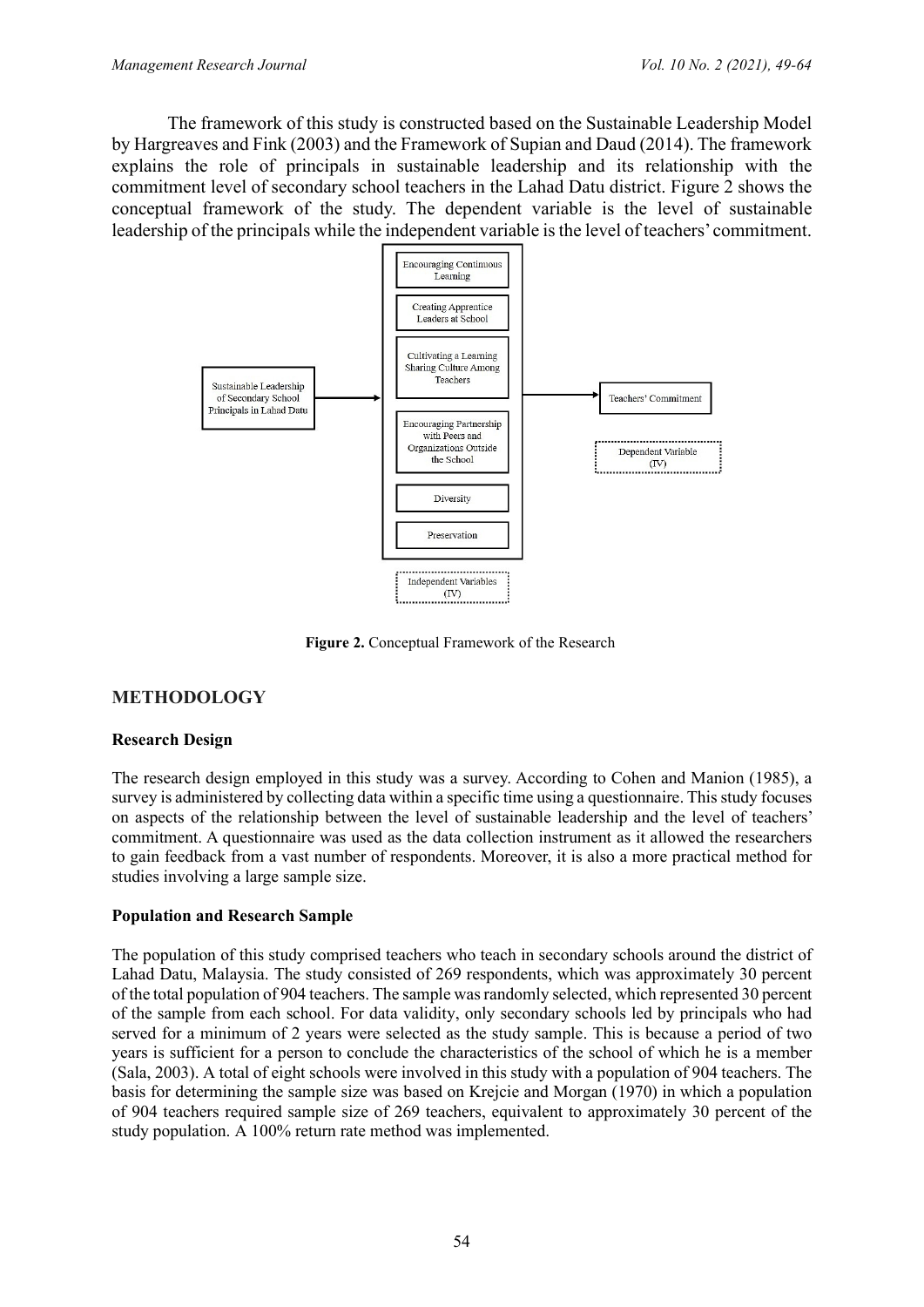The framework of this study is constructed based on the Sustainable Leadership Model by Hargreaves and Fink (2003) and the Framework of Supian and Daud (2014). The framework explains the role of principals in sustainable leadership and its relationship with the commitment level of secondary school teachers in the Lahad Datu district. Figure 2 shows the conceptual framework of the study. The dependent variable is the level of sustainable leadership of the principals while the independent variable is the level of teachers' commitment.

**Figure 2.** Conceptual Framework of the Research

## METHODOLOGY

### Research Design

The research design employed in this study was a survey. According to Cohen and Manion (1985), a survey is administered by collecting data within a specific time using a questionnaire. This study focuses on aspects of the relationship between the level of sustainable leadership and the level of teachers' commitment. A questionnaire was used as the data collection instrument as it allowed the researchers to gain feedback from a vast number of respondents. Moreover, it is also a more practical method for studies involving a large sample size.

### Population and Research Sample

The population of this study comprised teachers who teach in secondary schools around the district of Lahad Datu, Malaysia. The study consisted of 269 respondents, which was approximately 30 percent of the total population of 904 teachers. The sample was randomly selected, which represented 30 percent of the sample from each school. For data validity, only secondary schools led by principals who had served for a minimum of 2 years were selected as the study sample. This is because a period of two years is sufficient for a person to conclude the characteristics of the school of which he is a member (Sala, 2003). A total of eight schools were involved in this study with a population of 904 teachers. The basis for determining the sample size was based on Krejcie and Morgan (1970) in which a population of 904 teachers required sample size of 269 teachers, equivalent to approximately 30 percent of the study population. A 100% return rate method was implemented.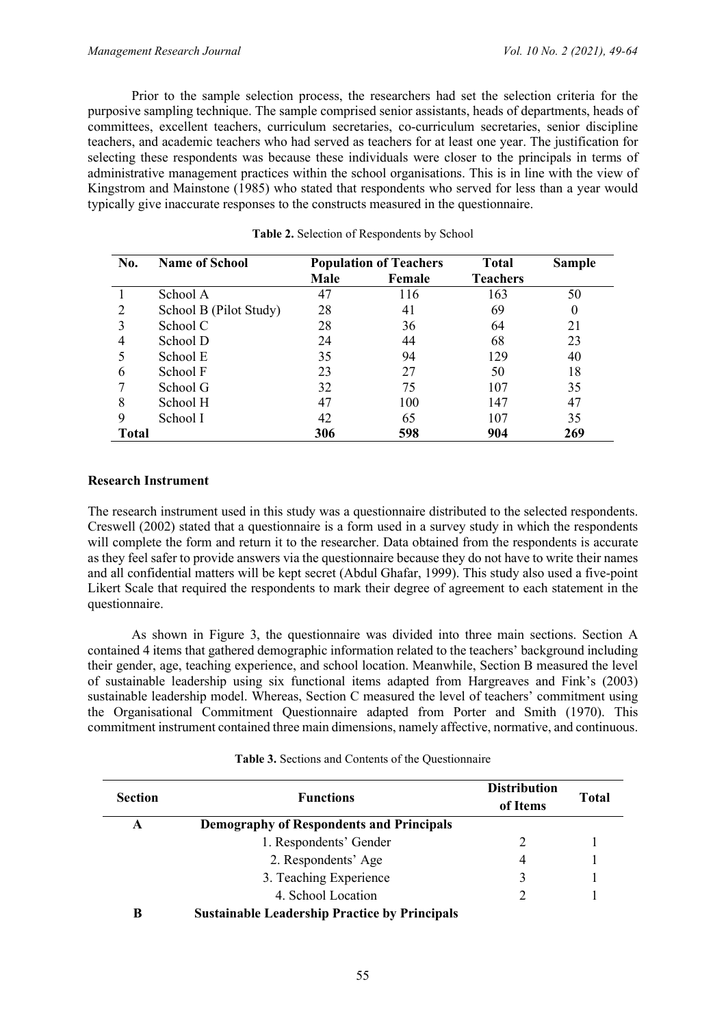Prior to the sample selection process, the researchers had set the selection criteria for the purposive sampling technique. The sample comprised senior assistants, heads of departments, heads of committees, excellent teachers, curriculum secretaries, co-curriculum secretaries, senior discipline teachers, and academic teachers who had served as teachers for at least one year. The justification for selecting these respondents was because these individuals were closer to the principals in terms of administrative management practices within the school organisations. This is in line with the view of Kingstrom and Mainstone (1985) who stated that respondents who served for less than a year would typically give inaccurate responses to the constructs measured in the questionnaire.

**Table 2.** Selection of Respondents by School

| No. | Name of School | Population of Teachers | | Total Teachers | Sample |
|---|---|---|---|---|---|
| | | Male | Female | | |
| 1 | School A | 47 | 116 | 163 | 50 |
| 2 | School B (Pilot Study) | 28 | 41 | 69 | 0 |
| 3 | School C | 28 | 36 | 64 | 21 |
| 4 | School D | 24 | 44 | 68 | 23 |
| 5 | School E | 35 | 94 | 129 | 40 |
| 6 | School F | 23 | 27 | 50 | 18 |
| 7 | School G | 32 | 75 | 107 | 35 |
| 8 | School H | 47 | 100 | 147 | 47 |
| 9 | School I | 42 | 65 | 107 | 35 |
| **Total** | | **306** | **598** | **904** | **269** |

**Research Instrument**

The research instrument used in this study was a questionnaire distributed to the selected respondents. Creswell (2002) stated that a questionnaire is a form used in a survey study in which the respondents will complete the form and return it to the researcher. Data obtained from the respondents is accurate as they feel safer to provide answers via the questionnaire because they do not have to write their names and all confidential matters will be kept secret (Abdul Ghafar, 1999). This study also used a five-point Likert Scale that required the respondents to mark their degree of agreement to each statement in the questionnaire.

As shown in Figure 3, the questionnaire was divided into three main sections. Section A contained 4 items that gathered demographic information related to the teachers' background including their gender, age, teaching experience, and school location. Meanwhile, Section B measured the level of sustainable leadership using six functional items adapted from Hargreaves and Fink's (2003) sustainable leadership model. Whereas, Section C measured the level of teachers' commitment using the Organisational Commitment Questionnaire adapted from Porter and Smith (1970). This commitment instrument contained three main dimensions, namely affective, normative, and continuous.

**Table 3.** Sections and Contents of the Questionnaire

| Section | Functions | Distribution of Items | Total |
|---|---|---|---|
| **A** | **Demography of Respondents and Principals** | | |
| | 1. Respondents' Gender | 2 | 1 |
| | 2. Respondents' Age | 4 | 1 |
| | 3. Teaching Experience | 3 | 1 |
| | 4. School Location | 2 | 1 |
| **B** | **Sustainable Leadership Practice by Principals** | | |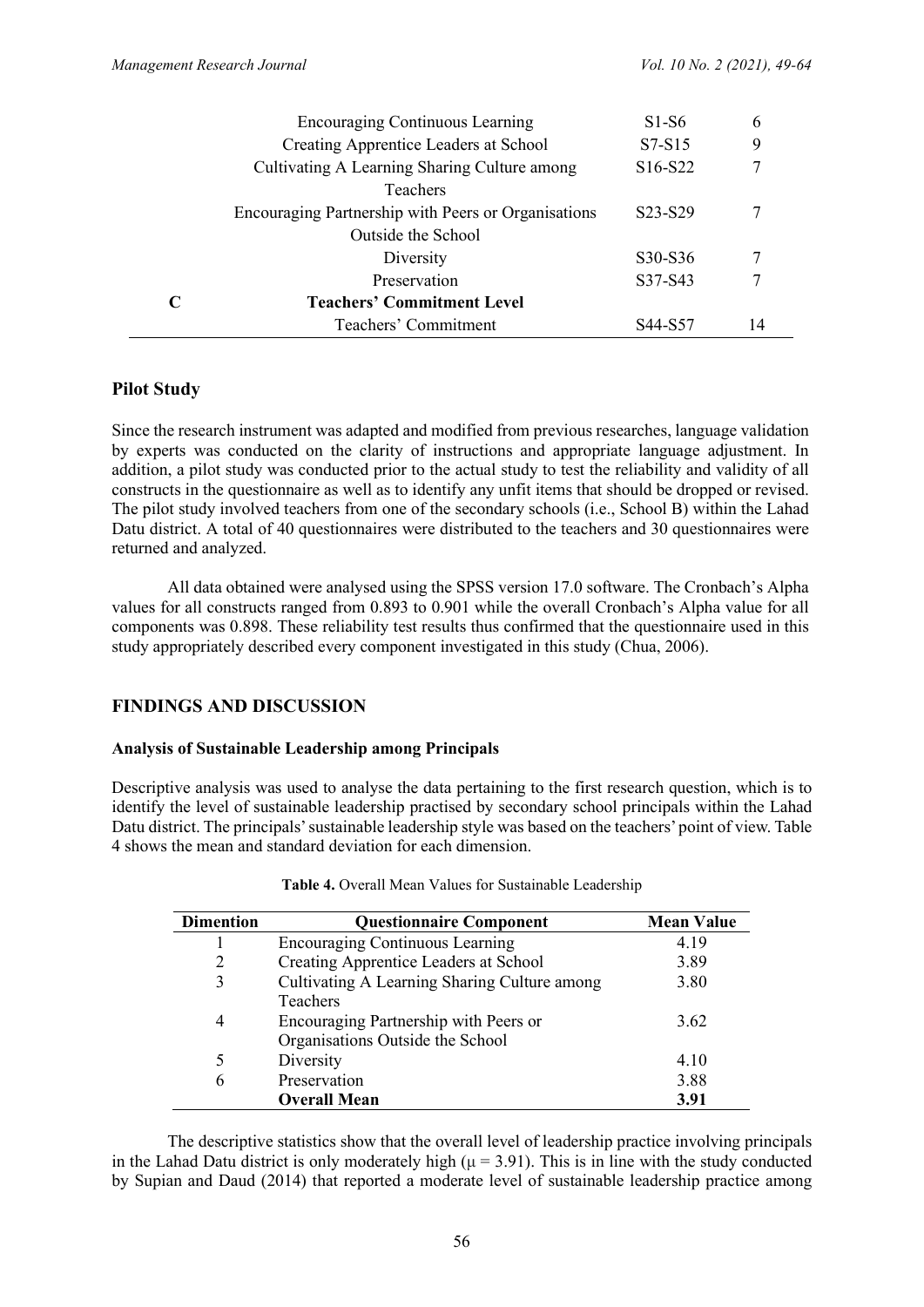| | | | |
|---|---|---|---|
| | Encouraging Continuous Learning | S1-S6 | 6 |
| | Creating Apprentice Leaders at School | S7-S15 | 9 |
| | Cultivating A Learning Sharing Culture among Teachers | S16-S22 | 7 |
| | Encouraging Partnership with Peers or Organisations Outside the School | S23-S29 | 7 |
| | Diversity | S30-S36 | 7 |
| | Preservation | S37-S43 | 7 |
| **C** | **Teachers' Commitment Level** | | |
| | Teachers' Commitment | S44-S57 | 14 |

## Pilot Study

Since the research instrument was adapted and modified from previous researches, language validation by experts was conducted on the clarity of instructions and appropriate language adjustment. In addition, a pilot study was conducted prior to the actual study to test the reliability and validity of all constructs in the questionnaire as well as to identify any unfit items that should be dropped or revised. The pilot study involved teachers from one of the secondary schools (i.e., School B) within the Lahad Datu district. A total of 40 questionnaires were distributed to the teachers and 30 questionnaires were returned and analyzed.

All data obtained were analysed using the SPSS version 17.0 software. The Cronbach's Alpha values for all constructs ranged from 0.893 to 0.901 while the overall Cronbach's Alpha value for all components was 0.898. These reliability test results thus confirmed that the questionnaire used in this study appropriately described every component investigated in this study (Chua, 2006).

## FINDINGS AND DISCUSSION

### Analysis of Sustainable Leadership among Principals

Descriptive analysis was used to analyse the data pertaining to the first research question, which is to identify the level of sustainable leadership practised by secondary school principals within the Lahad Datu district. The principals' sustainable leadership style was based on the teachers' point of view. Table 4 shows the mean and standard deviation for each dimension.

**Table 4.** Overall Mean Values for Sustainable Leadership

| Dimention | Questionnaire Component | Mean Value |
|---|---|---|
| 1 | Encouraging Continuous Learning | 4.19 |
| 2 | Creating Apprentice Leaders at School | 3.89 |
| 3 | Cultivating A Learning Sharing Culture among Teachers | 3.80 |
| 4 | Encouraging Partnership with Peers or Organisations Outside the School | 3.62 |
| 5 | Diversity | 4.10 |
| 6 | Preservation | 3.88 |
| | **Overall Mean** | **3.91** |

The descriptive statistics show that the overall level of leadership practice involving principals in the Lahad Datu district is only moderately high ($\mu = 3.91$). This is in line with the study conducted by Supian and Daud (2014) that reported a moderate level of sustainable leadership practice among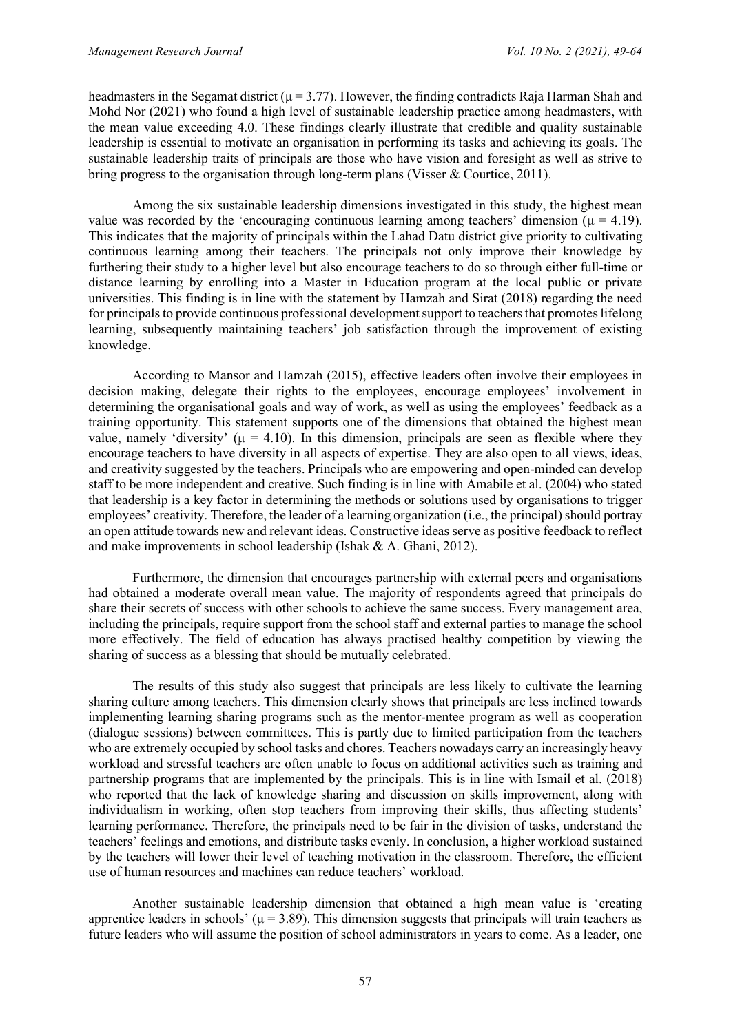headmasters in the Segamat district ($\mu = 3.77$). However, the finding contradicts Raja Harman Shah and Mohd Nor (2021) who found a high level of sustainable leadership practice among headmasters, with the mean value exceeding 4.0. These findings clearly illustrate that credible and quality sustainable leadership is essential to motivate an organisation in performing its tasks and achieving its goals. The sustainable leadership traits of principals are those who have vision and foresight as well as strive to bring progress to the organisation through long-term plans (Visser & Courtice, 2011).

Among the six sustainable leadership dimensions investigated in this study, the highest mean value was recorded by the 'encouraging continuous learning among teachers' dimension ($\mu = 4.19$). This indicates that the majority of principals within the Lahad Datu district give priority to cultivating continuous learning among their teachers. The principals not only improve their knowledge by furthering their study to a higher level but also encourage teachers to do so through either full-time or distance learning by enrolling into a Master in Education program at the local public or private universities. This finding is in line with the statement by Hamzah and Sirat (2018) regarding the need for principals to provide continuous professional development support to teachers that promotes lifelong learning, subsequently maintaining teachers' job satisfaction through the improvement of existing knowledge.

According to Mansor and Hamzah (2015), effective leaders often involve their employees in decision making, delegate their rights to the employees, encourage employees' involvement in determining the organisational goals and way of work, as well as using the employees' feedback as a training opportunity. This statement supports one of the dimensions that obtained the highest mean value, namely 'diversity' ($\mu = 4.10$). In this dimension, principals are seen as flexible where they encourage teachers to have diversity in all aspects of expertise. They are also open to all views, ideas, and creativity suggested by the teachers. Principals who are empowering and open-minded can develop staff to be more independent and creative. Such finding is in line with Amabile et al. (2004) who stated that leadership is a key factor in determining the methods or solutions used by organisations to trigger employees' creativity. Therefore, the leader of a learning organization (i.e., the principal) should portray an open attitude towards new and relevant ideas. Constructive ideas serve as positive feedback to reflect and make improvements in school leadership (Ishak & A. Ghani, 2012).

Furthermore, the dimension that encourages partnership with external peers and organisations had obtained a moderate overall mean value. The majority of respondents agreed that principals do share their secrets of success with other schools to achieve the same success. Every management area, including the principals, require support from the school staff and external parties to manage the school more effectively. The field of education has always practised healthy competition by viewing the sharing of success as a blessing that should be mutually celebrated.

The results of this study also suggest that principals are less likely to cultivate the learning sharing culture among teachers. This dimension clearly shows that principals are less inclined towards implementing learning sharing programs such as the mentor-mentee program as well as cooperation (dialogue sessions) between committees. This is partly due to limited participation from the teachers who are extremely occupied by school tasks and chores. Teachers nowadays carry an increasingly heavy workload and stressful teachers are often unable to focus on additional activities such as training and partnership programs that are implemented by the principals. This is in line with Ismail et al. (2018) who reported that the lack of knowledge sharing and discussion on skills improvement, along with individualism in working, often stop teachers from improving their skills, thus affecting students' learning performance. Therefore, the principals need to be fair in the division of tasks, understand the teachers' feelings and emotions, and distribute tasks evenly. In conclusion, a higher workload sustained by the teachers will lower their level of teaching motivation in the classroom. Therefore, the efficient use of human resources and machines can reduce teachers' workload.

Another sustainable leadership dimension that obtained a high mean value is 'creating apprentice leaders in schools' ($\mu = 3.89$). This dimension suggests that principals will train teachers as future leaders who will assume the position of school administrators in years to come. As a leader, one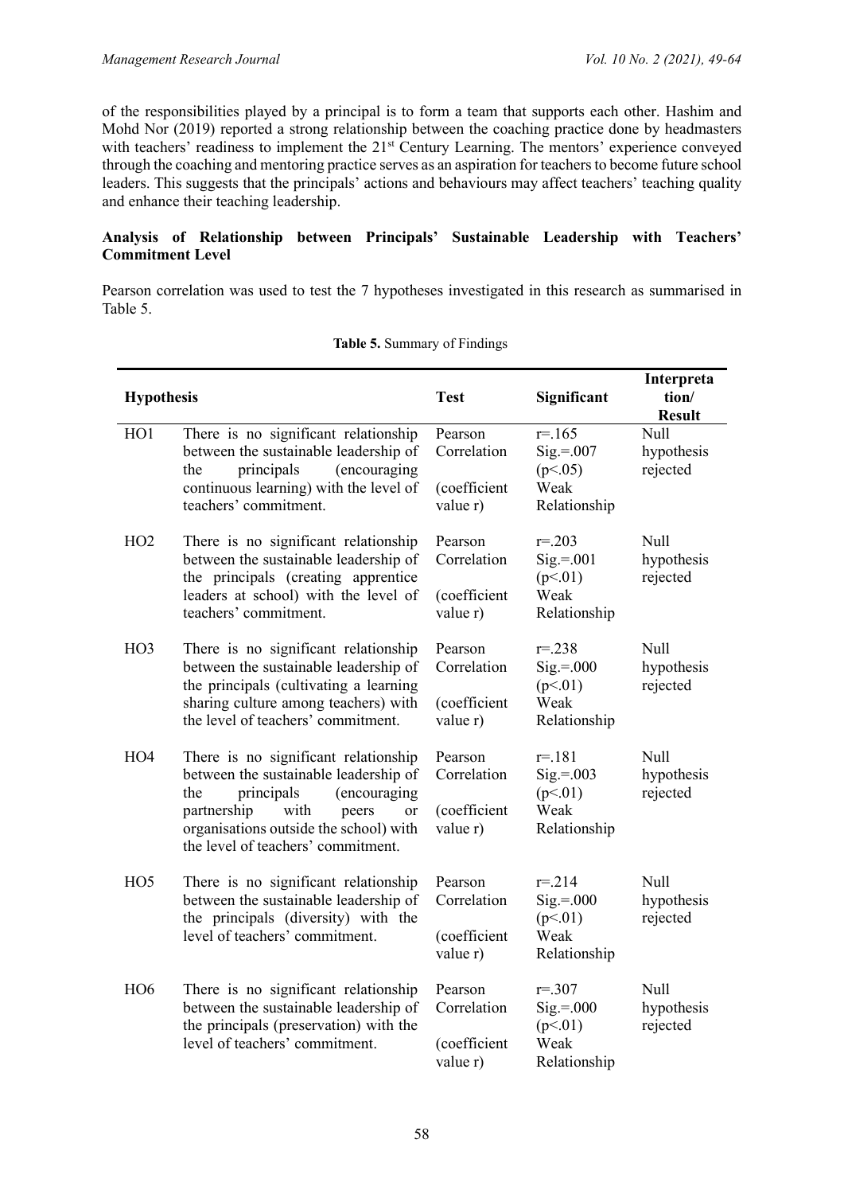of the responsibilities played by a principal is to form a team that supports each other. Hashim and Mohd Nor (2019) reported a strong relationship between the coaching practice done by headmasters with teachers' readiness to implement the 21st Century Learning. The mentors' experience conveyed through the coaching and mentoring practice serves as an aspiration for teachers to become future school leaders. This suggests that the principals' actions and behaviours may affect teachers' teaching quality and enhance their teaching leadership.

**Analysis of Relationship between Principals' Sustainable Leadership with Teachers' Commitment Level**

Pearson correlation was used to test the 7 hypotheses investigated in this research as summarised in Table 5.

**Table 5.** Summary of Findings

| Hypothesis | | Test | Significant | Interpretation/ Result |
|---|---|---|---|---|
| HO1 | There is no significant relationship between the sustainable leadership of the principals (encouraging continuous learning) with the level of teachers' commitment. | Pearson Correlation (coefficient value r) | r=.165 Sig.=.007 ($p<.05$) Weak Relationship | Null hypothesis rejected |
| HO2 | There is no significant relationship between the sustainable leadership of the principals (creating apprentice leaders at school) with the level of teachers' commitment. | Pearson Correlation (coefficient value r) | r=.203 Sig.=.001 ($p<.01$) Weak Relationship | Null hypothesis rejected |
| HO3 | There is no significant relationship between the sustainable leadership of the principals (cultivating a learning sharing culture among teachers) with the level of teachers' commitment. | Pearson Correlation (coefficient value r) | r=.238 Sig.=.000 ($p<.01$) Weak Relationship | Null hypothesis rejected |
| HO4 | There is no significant relationship between the sustainable leadership of the principals (encouraging partnership with peers or organisations outside the school) with the level of teachers' commitment. | Pearson Correlation (coefficient value r) | r=.181 Sig.=.003 ($p<.01$) Weak Relationship | Null hypothesis rejected |
| HO5 | There is no significant relationship between the sustainable leadership of the principals (diversity) with the level of teachers' commitment. | Pearson Correlation (coefficient value r) | r=.214 Sig.=.000 ($p<.01$) Weak Relationship | Null hypothesis rejected |
| HO6 | There is no significant relationship between the sustainable leadership of the principals (preservation) with the level of teachers' commitment. | Pearson Correlation (coefficient value r) | r=.307 Sig.=.000 ($p<.01$) Weak Relationship | Null hypothesis rejected |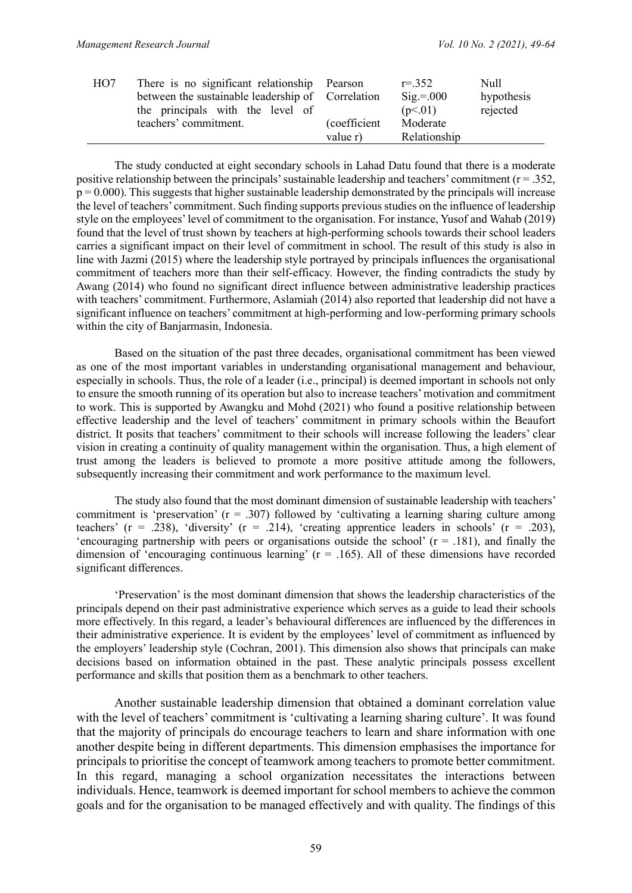| HO7 | There is no significant relationship between the sustainable leadership of the principals with the level of teachers' commitment. | Pearson Correlation (coefficient value r) | r=.352 Sig.=.000 (p<.01) Moderate Relationship | Null hypothesis rejected |
|---|---|---|---|---|

The study conducted at eight secondary schools in Lahad Datu found that there is a moderate positive relationship between the principals' sustainable leadership and teachers' commitment ($r = .352$, $p = 0.000$). This suggests that higher sustainable leadership demonstrated by the principals will increase the level of teachers' commitment. Such finding supports previous studies on the influence of leadership style on the employees' level of commitment to the organisation. For instance, Yusof and Wahab (2019) found that the level of trust shown by teachers at high-performing schools towards their school leaders carries a significant impact on their level of commitment in school. The result of this study is also in line with Jazmi (2015) where the leadership style portrayed by principals influences the organisational commitment of teachers more than their self-efficacy. However, the finding contradicts the study by Awang (2014) who found no significant direct influence between administrative leadership practices with teachers' commitment. Furthermore, Aslamiah (2014) also reported that leadership did not have a significant influence on teachers' commitment at high-performing and low-performing primary schools within the city of Banjarmasin, Indonesia.

Based on the situation of the past three decades, organisational commitment has been viewed as one of the most important variables in understanding organisational management and behaviour, especially in schools. Thus, the role of a leader (i.e., principal) is deemed important in schools not only to ensure the smooth running of its operation but also to increase teachers' motivation and commitment to work. This is supported by Awangku and Mohd (2021) who found a positive relationship between effective leadership and the level of teachers' commitment in primary schools within the Beaufort district. It posits that teachers' commitment to their schools will increase following the leaders' clear vision in creating a continuity of quality management within the organisation. Thus, a high element of trust among the leaders is believed to promote a more positive attitude among the followers, subsequently increasing their commitment and work performance to the maximum level.

The study also found that the most dominant dimension of sustainable leadership with teachers' commitment is 'preservation' ($r = .307$) followed by 'cultivating a learning sharing culture among teachers' ($r = .238$), 'diversity' ($r = .214$), 'creating apprentice leaders in schools' ($r = .203$), 'encouraging partnership with peers or organisations outside the school' ($r = .181$), and finally the dimension of 'encouraging continuous learning' ($r = .165$). All of these dimensions have recorded significant differences.

'Preservation' is the most dominant dimension that shows the leadership characteristics of the principals depend on their past administrative experience which serves as a guide to lead their schools more effectively. In this regard, a leader's behavioural differences are influenced by the differences in their administrative experience. It is evident by the employees' level of commitment as influenced by the employers' leadership style (Cochran, 2001). This dimension also shows that principals can make decisions based on information obtained in the past. These analytic principals possess excellent performance and skills that position them as a benchmark to other teachers.

Another sustainable leadership dimension that obtained a dominant correlation value with the level of teachers' commitment is 'cultivating a learning sharing culture'. It was found that the majority of principals do encourage teachers to learn and share information with one another despite being in different departments. This dimension emphasises the importance for principals to prioritise the concept of teamwork among teachers to promote better commitment. In this regard, managing a school organization necessitates the interactions between individuals. Hence, teamwork is deemed important for school members to achieve the common goals and for the organisation to be managed effectively and with quality. The findings of this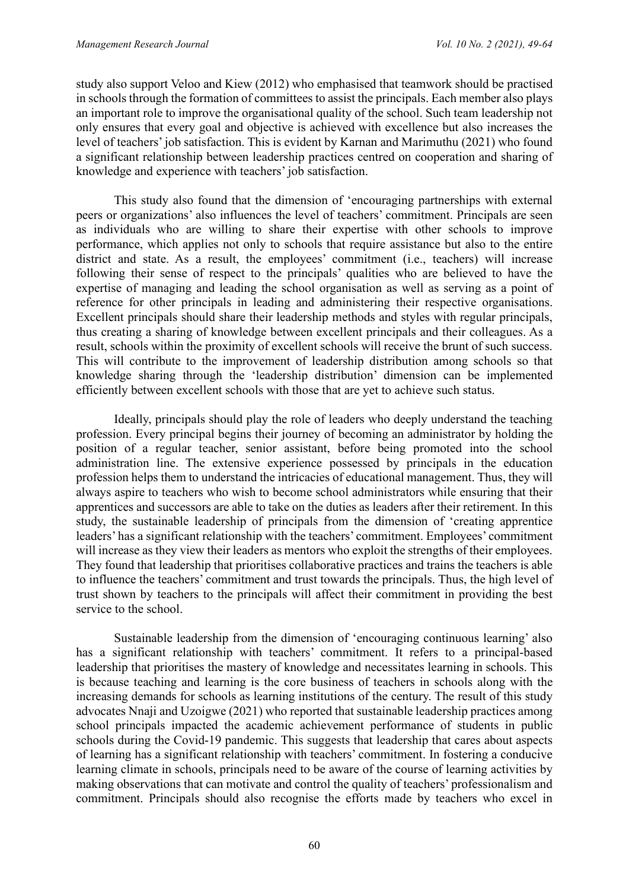study also support Veloo and Kiew (2012) who emphasised that teamwork should be practised in schools through the formation of committees to assist the principals. Each member also plays an important role to improve the organisational quality of the school. Such team leadership not only ensures that every goal and objective is achieved with excellence but also increases the level of teachers' job satisfaction. This is evident by Karnan and Marimuthu (2021) who found a significant relationship between leadership practices centred on cooperation and sharing of knowledge and experience with teachers' job satisfaction.

This study also found that the dimension of 'encouraging partnerships with external peers or organizations' also influences the level of teachers' commitment. Principals are seen as individuals who are willing to share their expertise with other schools to improve performance, which applies not only to schools that require assistance but also to the entire district and state. As a result, the employees' commitment (i.e., teachers) will increase following their sense of respect to the principals' qualities who are believed to have the expertise of managing and leading the school organisation as well as serving as a point of reference for other principals in leading and administering their respective organisations. Excellent principals should share their leadership methods and styles with regular principals, thus creating a sharing of knowledge between excellent principals and their colleagues. As a result, schools within the proximity of excellent schools will receive the brunt of such success. This will contribute to the improvement of leadership distribution among schools so that knowledge sharing through the 'leadership distribution' dimension can be implemented efficiently between excellent schools with those that are yet to achieve such status.

Ideally, principals should play the role of leaders who deeply understand the teaching profession. Every principal begins their journey of becoming an administrator by holding the position of a regular teacher, senior assistant, before being promoted into the school administration line. The extensive experience possessed by principals in the education profession helps them to understand the intricacies of educational management. Thus, they will always aspire to teachers who wish to become school administrators while ensuring that their apprentices and successors are able to take on the duties as leaders after their retirement. In this study, the sustainable leadership of principals from the dimension of 'creating apprentice leaders' has a significant relationship with the teachers' commitment. Employees' commitment will increase as they view their leaders as mentors who exploit the strengths of their employees. They found that leadership that prioritises collaborative practices and trains the teachers is able to influence the teachers' commitment and trust towards the principals. Thus, the high level of trust shown by teachers to the principals will affect their commitment in providing the best service to the school.

Sustainable leadership from the dimension of 'encouraging continuous learning' also has a significant relationship with teachers' commitment. It refers to a principal-based leadership that prioritises the mastery of knowledge and necessitates learning in schools. This is because teaching and learning is the core business of teachers in schools along with the increasing demands for schools as learning institutions of the century. The result of this study advocates Nnaji and Uzoigwe (2021) who reported that sustainable leadership practices among school principals impacted the academic achievement performance of students in public schools during the Covid-19 pandemic. This suggests that leadership that cares about aspects of learning has a significant relationship with teachers' commitment. In fostering a conducive learning climate in schools, principals need to be aware of the course of learning activities by making observations that can motivate and control the quality of teachers' professionalism and commitment. Principals should also recognise the efforts made by teachers who excel in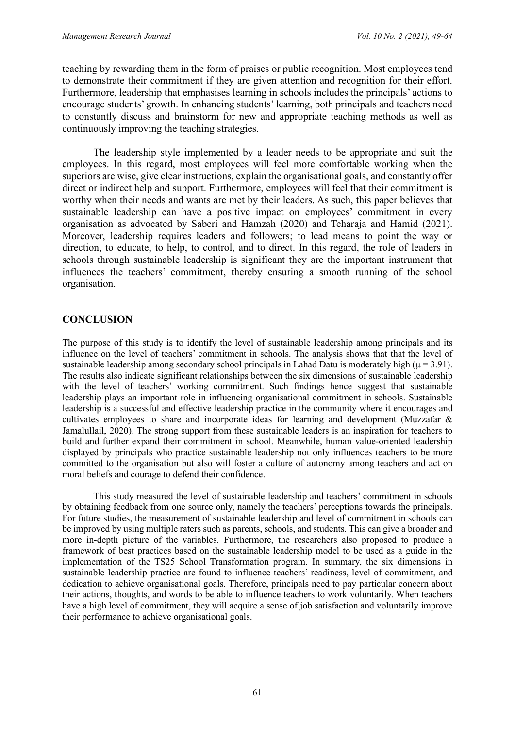teaching by rewarding them in the form of praises or public recognition. Most employees tend to demonstrate their commitment if they are given attention and recognition for their effort. Furthermore, leadership that emphasises learning in schools includes the principals' actions to encourage students' growth. In enhancing students' learning, both principals and teachers need to constantly discuss and brainstorm for new and appropriate teaching methods as well as continuously improving the teaching strategies.

The leadership style implemented by a leader needs to be appropriate and suit the employees. In this regard, most employees will feel more comfortable working when the superiors are wise, give clear instructions, explain the organisational goals, and constantly offer direct or indirect help and support. Furthermore, employees will feel that their commitment is worthy when their needs and wants are met by their leaders. As such, this paper believes that sustainable leadership can have a positive impact on employees' commitment in every organisation as advocated by Saberi and Hamzah (2020) and Teharaja and Hamid (2021). Moreover, leadership requires leaders and followers; to lead means to point the way or direction, to educate, to help, to control, and to direct. In this regard, the role of leaders in schools through sustainable leadership is significant they are the important instrument that influences the teachers' commitment, thereby ensuring a smooth running of the school organisation.

## CONCLUSION

The purpose of this study is to identify the level of sustainable leadership among principals and its influence on the level of teachers' commitment in schools. The analysis shows that that the level of sustainable leadership among secondary school principals in Lahad Datu is moderately high ($\mu = 3.91$). The results also indicate significant relationships between the six dimensions of sustainable leadership with the level of teachers' working commitment. Such findings hence suggest that sustainable leadership plays an important role in influencing organisational commitment in schools. Sustainable leadership is a successful and effective leadership practice in the community where it encourages and cultivates employees to share and incorporate ideas for learning and development (Muzzafar & Jamalullail, 2020). The strong support from these sustainable leaders is an inspiration for teachers to build and further expand their commitment in school. Meanwhile, human value-oriented leadership displayed by principals who practice sustainable leadership not only influences teachers to be more committed to the organisation but also will foster a culture of autonomy among teachers and act on moral beliefs and courage to defend their confidence.

This study measured the level of sustainable leadership and teachers' commitment in schools by obtaining feedback from one source only, namely the teachers' perceptions towards the principals. For future studies, the measurement of sustainable leadership and level of commitment in schools can be improved by using multiple raters such as parents, schools, and students. This can give a broader and more in-depth picture of the variables. Furthermore, the researchers also proposed to produce a framework of best practices based on the sustainable leadership model to be used as a guide in the implementation of the TS25 School Transformation program. In summary, the six dimensions in sustainable leadership practice are found to influence teachers' readiness, level of commitment, and dedication to achieve organisational goals. Therefore, principals need to pay particular concern about their actions, thoughts, and words to be able to influence teachers to work voluntarily. When teachers have a high level of commitment, they will acquire a sense of job satisfaction and voluntarily improve their performance to achieve organisational goals.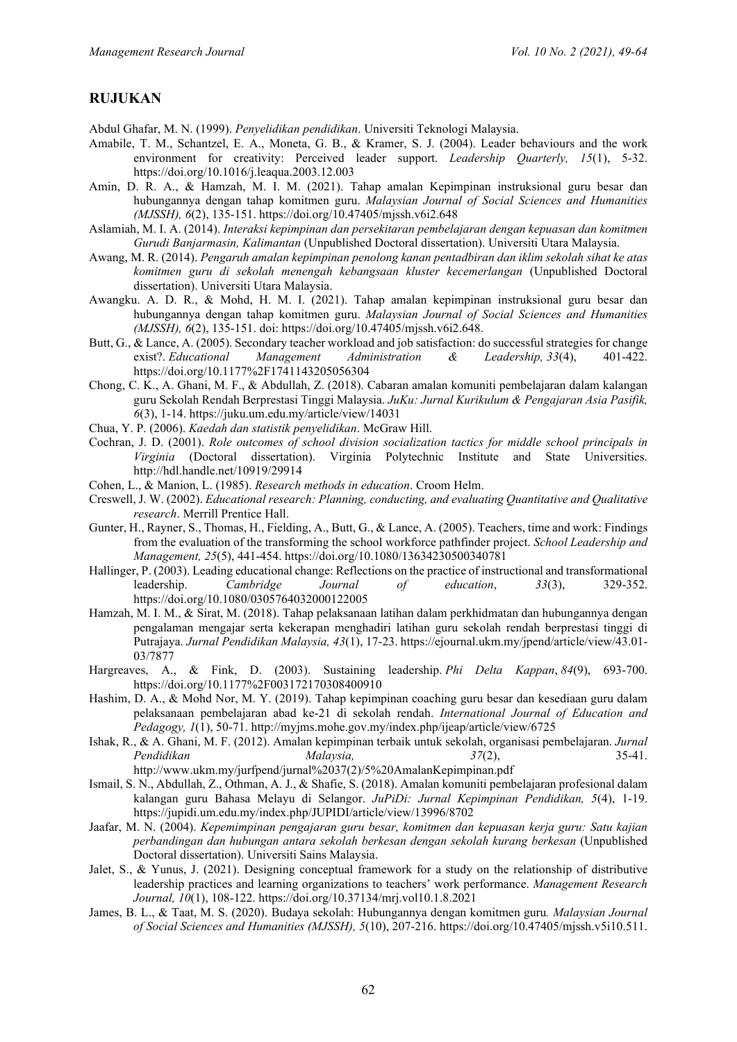## RUJUKAN

Abdul Ghafar, M. N. (1999). *Penyelidikan pendidikan*. Universiti Teknologi Malaysia.

Amabile, T. M., Schantzel, E. A., Moneta, G. B., & Kramer, S. J. (2004). Leader behaviours and the work environment for creativity: Perceived leader support. *Leadership Quarterly, 15*(1), 5-32. https://doi.org/10.1016/j.leaqua.2003.12.003

Amin, D. R. A., & Hamzah, M. I. M. (2021). Tahap amalan Kepimpinan instruksional guru besar dan hubungannya dengan tahap komitmen guru. *Malaysian Journal of Social Sciences and Humanities (MJSSH), 6*(2), 135-151. https://doi.org/10.47405/mjssh.v6i2.648

Aslamiah, M. I. A. (2014). *Interaksi kepimpinan dan persekitaran pembelajaran dengan kepuasan dan komitmen Gurudi Banjarmasin, Kalimantan* (Unpublished Doctoral dissertation). Universiti Utara Malaysia.

Awang, M. R. (2014). *Pengaruh amalan kepimpinan penolong kanan pentadbiran dan iklim sekolah sihat ke atas komitmen guru di sekolah menengah kebangsaan kluster kecemerlangan* (Unpublished Doctoral dissertation). Universiti Utara Malaysia.

Awangku. A. D. R., & Mohd, H. M. I. (2021). Tahap amalan kepimpinan instruksional guru besar dan hubungannya dengan tahap komitmen guru. *Malaysian Journal of Social Sciences and Humanities (MJSSH), 6*(2), 135-151. doi: https://doi.org/10.47405/mjssh.v6i2.648.

Butt, G., & Lance, A. (2005). Secondary teacher workload and job satisfaction: do successful strategies for change exist?. *Educational Management Administration & Leadership, 33*(4), 401-422. https://doi.org/10.1177%2F1741143205056304

Chong, C. K., A. Ghani, M. F., & Abdullah, Z. (2018). Cabaran amalan komuniti pembelajaran dalam kalangan guru Sekolah Rendah Berprestasi Tinggi Malaysia. *JuKu: Jurnal Kurikulum & Pengajaran Asia Pasifik, 6*(3), 1-14. https://juku.um.edu.my/article/view/14031

Chua, Y. P. (2006). *Kaedah dan statistik penyelidikan*. McGraw Hill.

Cochran, J. D. (2001). *Role outcomes of school division socialization tactics for middle school principals in Virginia* (Doctoral dissertation). Virginia Polytechnic Institute and State Universities. http://hdl.handle.net/10919/29914

Cohen, L., & Manion, L. (1985). *Research methods in education*. Croom Helm.

Creswell, J. W. (2002). *Educational research: Planning, conducting, and evaluating Quantitative and Qualitative research*. Merrill Prentice Hall.

Gunter, H., Rayner, S., Thomas, H., Fielding, A., Butt, G., & Lance, A. (2005). Teachers, time and work: Findings from the evaluation of the transforming the school workforce pathfinder project. *School Leadership and Management, 25*(5), 441-454. https://doi.org/10.1080/13634230500340781

Hallinger, P. (2003). Leading educational change: Reflections on the practice of instructional and transformational leadership. *Cambridge Journal of education*, *33*(3), 329-352. https://doi.org/10.1080/0305764032000122005

Hamzah, M. I. M., & Sirat, M. (2018). Tahap pelaksanaan latihan dalam perkhidmatan dan hubungannya dengan pengalaman mengajar serta kekerapan menghadiri latihan guru sekolah rendah berprestasi tinggi di Putrajaya. *Jurnal Pendidikan Malaysia, 43*(1), 17-23. https://ejournal.ukm.my/jpend/article/view/43.01-03/7877

Hargreaves, A., & Fink, D. (2003). Sustaining leadership. *Phi Delta Kappan*, *84*(9), 693-700. https://doi.org/10.1177%2F003172170308400910

Hashim, D. A., & Mohd Nor, M. Y. (2019). Tahap kepimpinan coaching guru besar dan kesediaan guru dalam pelaksanaan pembelajaran abad ke-21 di sekolah rendah. *International Journal of Education and Pedagogy, 1*(1), 50-71. http://myjms.mohe.gov.my/index.php/ijeap/article/view/6725

Ishak, R., & A. Ghani, M. F. (2012). Amalan kepimpinan terbaik untuk sekolah, organisasi pembelajaran. *Jurnal Pendidikan Malaysia, 37*(2), 35-41. http://www.ukm.my/jurfpend/jurnal%2037(2)/5%20AmalanKepimpinan.pdf

Ismail, S. N., Abdullah, Z., Othman, A. J., & Shafie, S. (2018). Amalan komuniti pembelajaran profesional dalam kalangan guru Bahasa Melayu di Selangor. *JuPiDi: Jurnal Kepimpinan Pendidikan, 5*(4), 1-19. https://jupidi.um.edu.my/index.php/JUPIDI/article/view/13996/8702

Jaafar, M. N. (2004). *Kepemimpinan pengajaran guru besar, komitmen dan kepuasan kerja guru: Satu kajian perbandingan dan hubungan antara sekolah berkesan dengan sekolah kurang berkesan* (Unpublished Doctoral dissertation). Universiti Sains Malaysia.

Jalet, S., & Yunus, J. (2021). Designing conceptual framework for a study on the relationship of distributive leadership practices and learning organizations to teachers' work performance. *Management Research Journal, 10*(1), 108-122. https://doi.org/10.37134/mrj.vol10.1.8.2021

James, B. L., & Taat, M. S. (2020). Budaya sekolah: Hubungannya dengan komitmen guru. *Malaysian Journal of Social Sciences and Humanities (MJSSH), 5*(10), 207-216. https://doi.org/10.47405/mjssh.v5i10.511.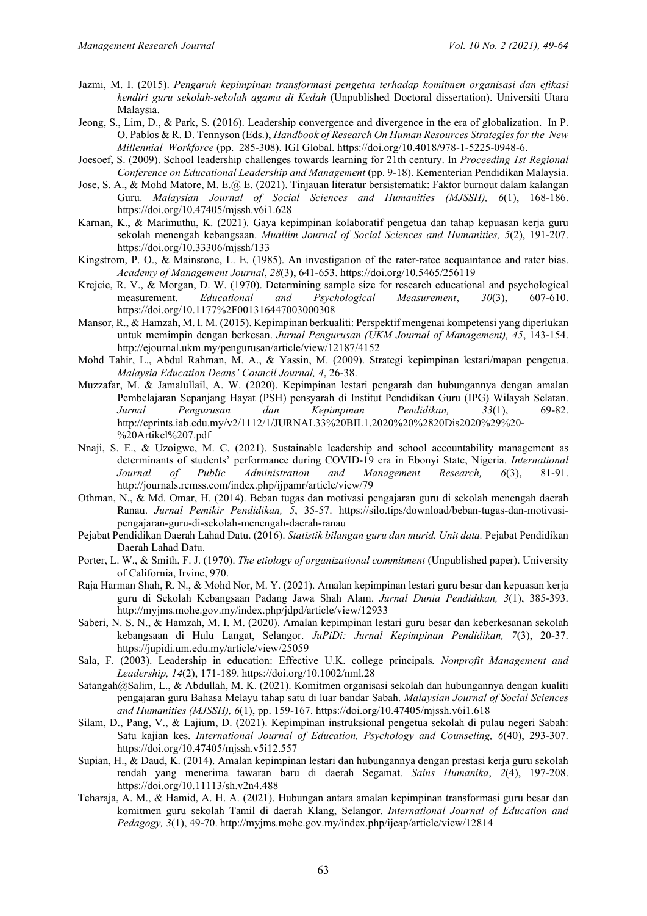Jazmi, M. I. (2015). *Pengaruh kepimpinan transformasi pengetua terhadap komitmen organisasi dan efikasi kendiri guru sekolah-sekolah agama di Kedah* (Unpublished Doctoral dissertation). Universiti Utara Malaysia.

Jeong, S., Lim, D., & Park, S. (2016). Leadership convergence and divergence in the era of globalization. In P. O. Pablos & R. D. Tennyson (Eds.), *Handbook of Research On Human Resources Strategies for the New Millennial Workforce* (pp. 285-308). IGI Global. https://doi.org/10.4018/978-1-5225-0948-6.

Joesoef, S. (2009). School leadership challenges towards learning for 21th century. In *Proceeding 1st Regional Conference on Educational Leadership and Management* (pp. 9-18). Kementerian Pendidikan Malaysia.

Jose, S. A., & Mohd Matore, M. E.@ E. (2021). Tinjauan literatur bersistematik: Faktor burnout dalam kalangan Guru. *Malaysian Journal of Social Sciences and Humanities (MJSSH), 6*(1), 168-186. https://doi.org/10.47405/mjssh.v6i1.628

Karnan, K., & Marimuthu, K. (2021). Gaya kepimpinan kolaboratif pengetua dan tahap kepuasan kerja guru sekolah menengah kebangsaan. *Muallim Journal of Social Sciences and Humanities, 5*(2), 191-207. https://doi.org/10.33306/mjssh/133

Kingstrom, P. O., & Mainstone, L. E. (1985). An investigation of the rater-ratee acquaintance and rater bias. *Academy of Management Journal*, *28*(3), 641-653. https://doi.org/10.5465/256119

Krejcie, R. V., & Morgan, D. W. (1970). Determining sample size for research educational and psychological measurement. *Educational and Psychological Measurement*, *30*(3), 607-610. https://doi.org/10.1177%2F001316447003000308

Mansor, R., & Hamzah, M. I. M. (2015). Kepimpinan berkualiti: Perspektif mengenai kompetensi yang diperlukan untuk memimpin dengan berkesan. *Jurnal Pengurusan (UKM Journal of Management), 45*, 143-154. http://ejournal.ukm.my/pengurusan/article/view/12187/4152

Mohd Tahir, L., Abdul Rahman, M. A., & Yassin, M. (2009). Strategi kepimpinan lestari/mapan pengetua. *Malaysia Education Deans' Council Journal, 4*, 26-38.

Muzzafar, M. & Jamalullail, A. W. (2020). Kepimpinan lestari pengarah dan hubungannya dengan amalan Pembelajaran Sepanjang Hayat (PSH) pensyarah di Institut Pendidikan Guru (IPG) Wilayah Selatan. *Jurnal Pengurusan dan Kepimpinan Pendidikan, 33*(1), 69-82. http://eprints.iab.edu.my/v2/1112/1/JURNAL33%20BIL1.2020%20%2820Dis2020%29%20-%20Artikel%207.pdf

Nnaji, S. E., & Uzoigwe, M. C. (2021). Sustainable leadership and school accountability management as determinants of students' performance during COVID-19 era in Ebonyi State, Nigeria. *International Journal of Public Administration and Management Research, 6*(3), 81-91. http://journals.rcmss.com/index.php/ijpamr/article/view/79

Othman, N., & Md. Omar, H. (2014). Beban tugas dan motivasi pengajaran guru di sekolah menengah daerah Ranau. *Jurnal Pemikir Pendidikan, 5*, 35-57. https://silo.tips/download/beban-tugas-dan-motivasi-pengajaran-guru-di-sekolah-menengah-daerah-ranau

Pejabat Pendidikan Daerah Lahad Datu. (2016). *Statistik bilangan guru dan murid. Unit data.* Pejabat Pendidikan Daerah Lahad Datu.

Porter, L. W., & Smith, F. J. (1970). *The etiology of organizational commitment* (Unpublished paper). University of California, Irvine, 970.

Raja Harman Shah, R. N., & Mohd Nor, M. Y. (2021). Amalan kepimpinan lestari guru besar dan kepuasan kerja guru di Sekolah Kebangsaan Padang Jawa Shah Alam. *Jurnal Dunia Pendidikan, 3*(1), 385-393. http://myjms.mohe.gov.my/index.php/jdpd/article/view/12933

Saberi, N. S. N., & Hamzah, M. I. M. (2020). Amalan kepimpinan lestari guru besar dan keberkesanan sekolah kebangsaan di Hulu Langat, Selangor. *JuPiDi: Jurnal Kepimpinan Pendidikan, 7*(3), 20-37. https://jupidi.um.edu.my/article/view/25059

Sala, F. (2003). Leadership in education: Effective U.K. college principals*. Nonprofit Management and Leadership, 14*(2), 171-189. https://doi.org/10.1002/nml.28

Satangah@Salim, L., & Abdullah, M. K. (2021). Komitmen organisasi sekolah dan hubungannya dengan kualiti pengajaran guru Bahasa Melayu tahap satu di luar bandar Sabah. *Malaysian Journal of Social Sciences and Humanities (MJSSH), 6*(1), pp. 159-167. https://doi.org/10.47405/mjssh.v6i1.618

Silam, D., Pang, V., & Lajium, D. (2021). Kepimpinan instruksional pengetua sekolah di pulau negeri Sabah: Satu kajian kes. *International Journal of Education, Psychology and Counseling, 6*(40), 293-307. https://doi.org/10.47405/mjssh.v5i12.557

Supian, H., & Daud, K. (2014). Amalan kepimpinan lestari dan hubungannya dengan prestasi kerja guru sekolah rendah yang menerima tawaran baru di daerah Segamat. *Sains Humanika*, *2*(4), 197-208. https://doi.org/10.11113/sh.v2n4.488

Teharaja, A. M., & Hamid, A. H. A. (2021). Hubungan antara amalan kepimpinan transformasi guru besar dan komitmen guru sekolah Tamil di daerah Klang, Selangor. *International Journal of Education and Pedagogy, 3*(1), 49-70. http://myjms.mohe.gov.my/index.php/ijeap/article/view/12814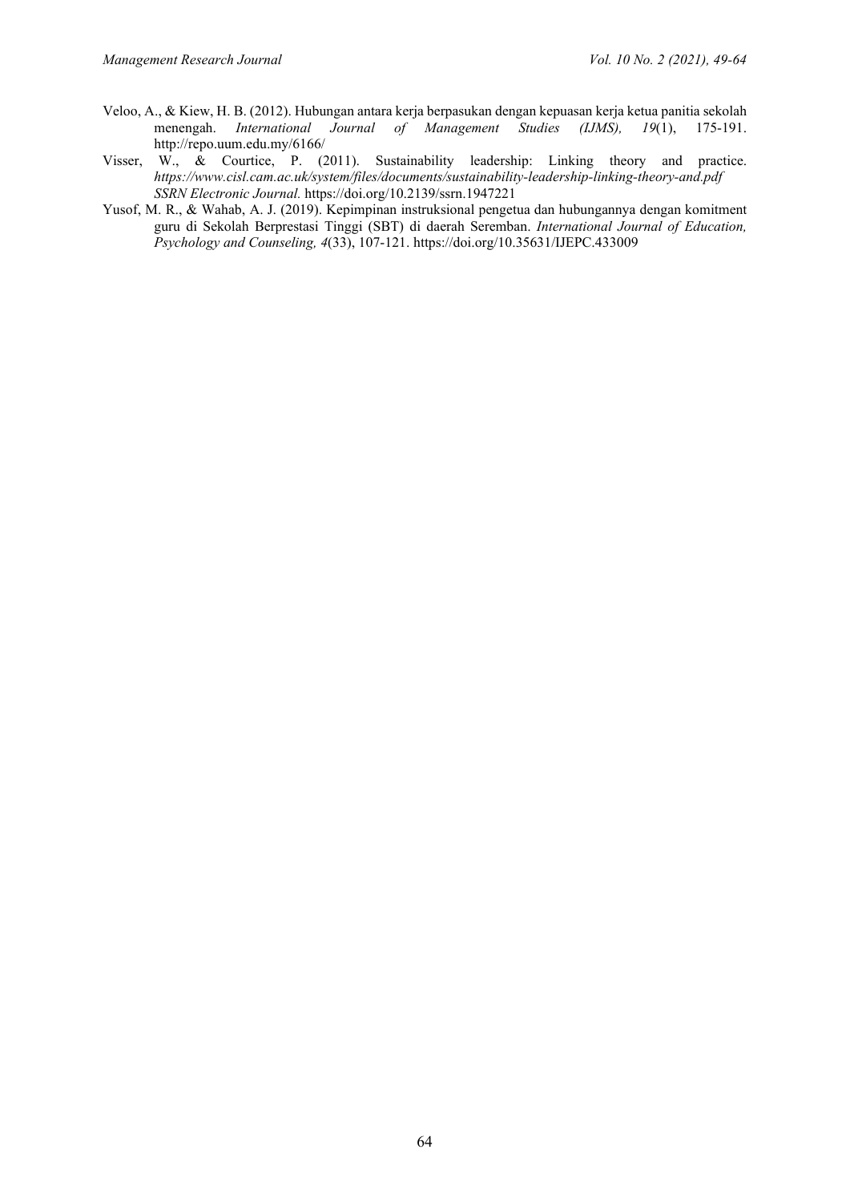Veloo, A., & Kiew, H. B. (2012). Hubungan antara kerja berpasukan dengan kepuasan kerja ketua panitia sekolah menengah. *International Journal of Management Studies (IJMS), 19*(1), 175-191. http://repo.uum.edu.my/6166/

Visser, W., & Courtice, P. (2011). Sustainability leadership: Linking theory and practice. *https://www.cisl.cam.ac.uk/system/files/documents/sustainability-leadership-linking-theory-and.pdf SSRN Electronic Journal.* https://doi.org/10.2139/ssrn.1947221

Yusof, M. R., & Wahab, A. J. (2019). Kepimpinan instruksional pengetua dan hubungannya dengan komitment guru di Sekolah Berprestasi Tinggi (SBT) di daerah Seremban. *International Journal of Education, Psychology and Counseling, 4*(33), 107-121. https://doi.org/10.35631/IJEPC.433009